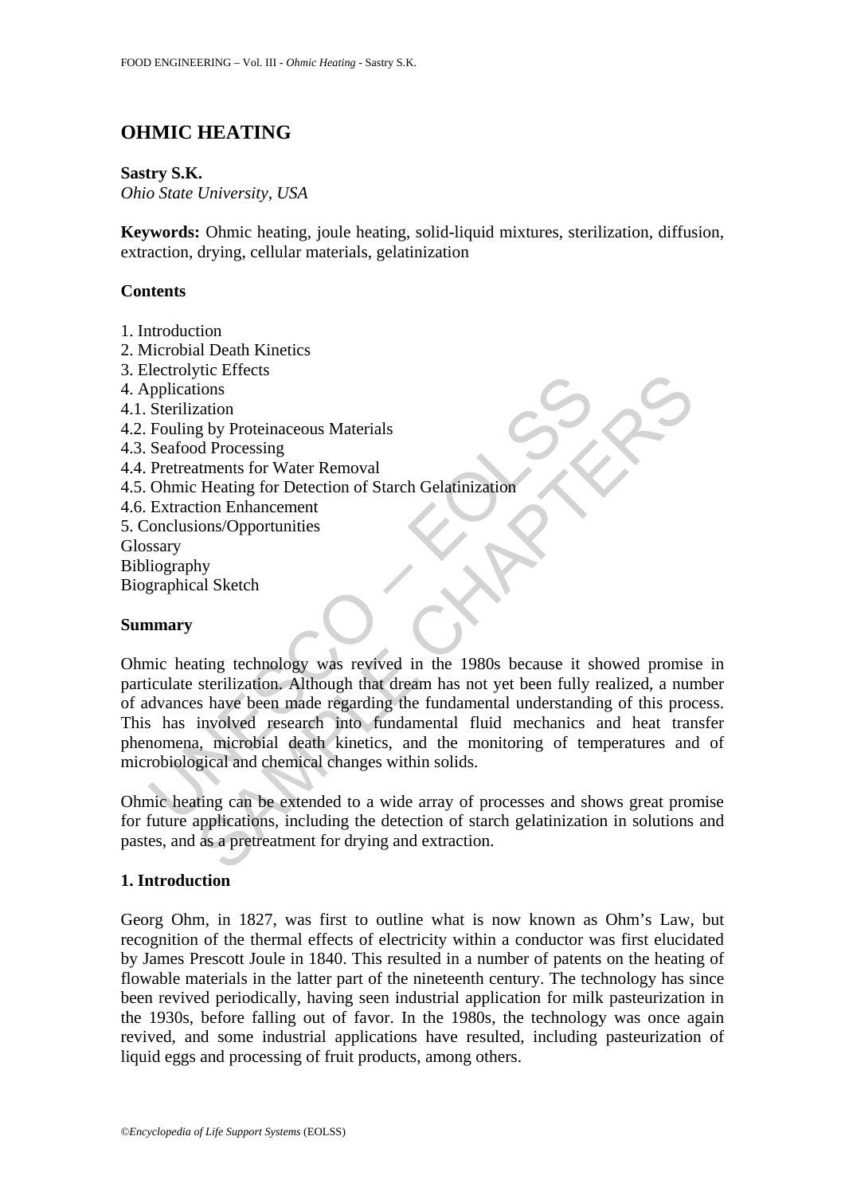# OHMIC HEATING

**Sastry S.K.**
*Ohio State University, USA*

**Keywords:** Ohmic heating, joule heating, solid-liquid mixtures, sterilization, diffusion, extraction, drying, cellular materials, gelatinization

## Contents

1. Introduction
2. Microbial Death Kinetics
3. Electrolytic Effects
4. Applications
4.1. Sterilization
4.2. Fouling by Proteinaceous Materials
4.3. Seafood Processing
4.4. Pretreatments for Water Removal
4.5. Ohmic Heating for Detection of Starch Gelatinization
4.6. Extraction Enhancement
5. Conclusions/Opportunities

Glossary
Bibliography
Biographical Sketch

## Summary

Ohmic heating technology was revived in the 1980s because it showed promise in particulate sterilization. Although that dream has not yet been fully realized, a number of advances have been made regarding the fundamental understanding of this process. This has involved research into fundamental fluid mechanics and heat transfer phenomena, microbial death kinetics, and the monitoring of temperatures and of microbiological and chemical changes within solids.

Ohmic heating can be extended to a wide array of processes and shows great promise for future applications, including the detection of starch gelatinization in solutions and pastes, and as a pretreatment for drying and extraction.

## 1. Introduction

Georg Ohm, in 1827, was first to outline what is now known as Ohm's Law, but recognition of the thermal effects of electricity within a conductor was first elucidated by James Prescott Joule in 1840. This resulted in a number of patents on the heating of flowable materials in the latter part of the nineteenth century. The technology has since been revived periodically, having seen industrial application for milk pasteurization in the 1930s, before falling out of favor. In the 1980s, the technology was once again revived, and some industrial applications have resulted, including pasteurization of liquid eggs and processing of fruit products, among others.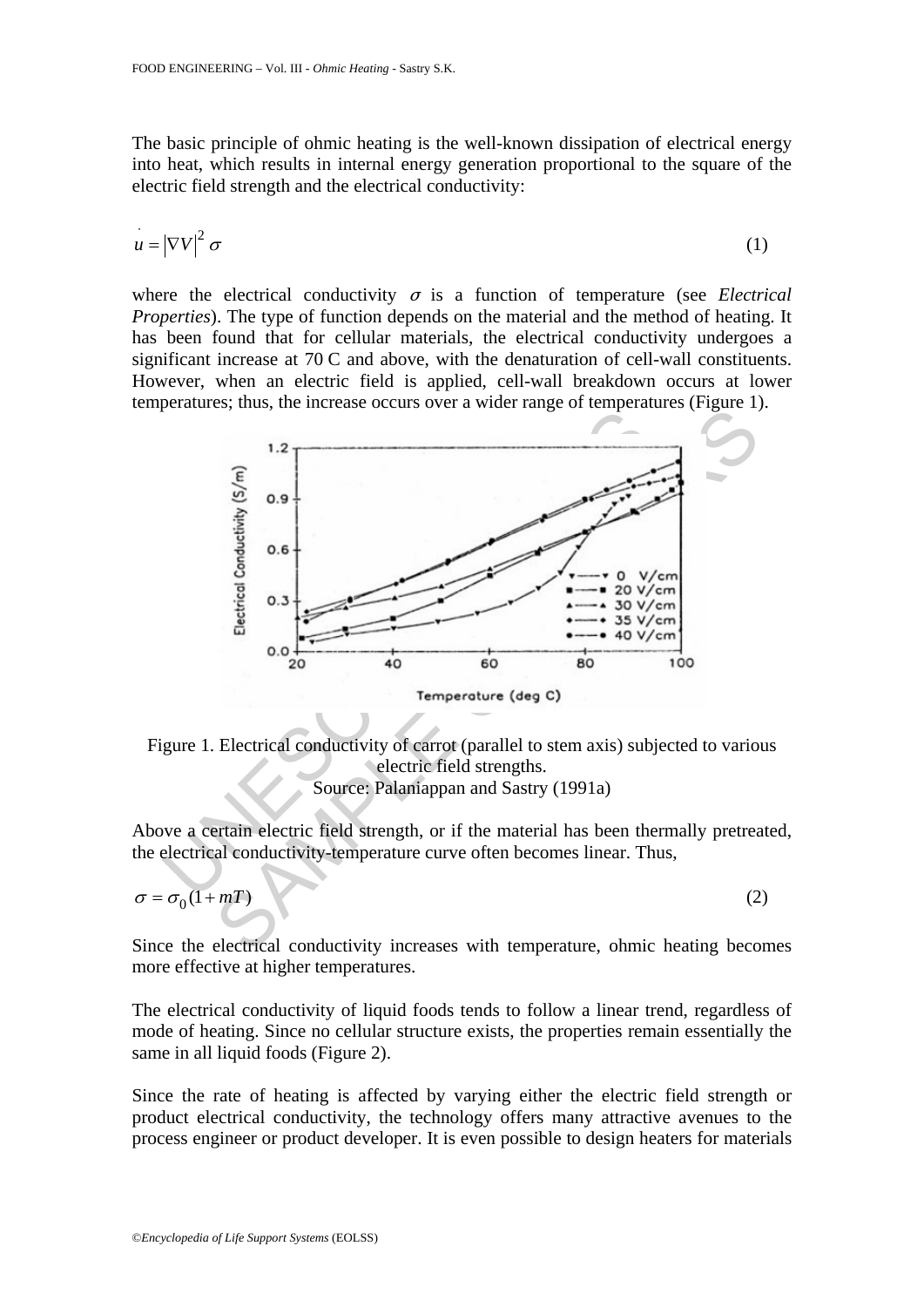The basic principle of ohmic heating is the well-known dissipation of electrical energy into heat, which results in internal energy generation proportional to the square of the electric field strength and the electrical conductivity:

$$\dot{u} = |\nabla V|^2 \sigma \tag{1}$$

where the electrical conductivity $\sigma$ is a function of temperature (see *Electrical Properties*). The type of function depends on the material and the method of heating. It has been found that for cellular materials, the electrical conductivity undergoes a significant increase at 70 C and above, with the denaturation of cell-wall constituents. However, when an electric field is applied, cell-wall breakdown occurs at lower temperatures; thus, the increase occurs over a wider range of temperatures (Figure 1).

Figure 1. Electrical conductivity of carrot (parallel to stem axis) subjected to various electric field strengths.
Source: Palaniappan and Sastry (1991a)

Above a certain electric field strength, or if the material has been thermally pretreated, the electrical conductivity-temperature curve often becomes linear. Thus,

$$\sigma = \sigma_0 (1 + mT) \tag{2}$$

Since the electrical conductivity increases with temperature, ohmic heating becomes more effective at higher temperatures.

The electrical conductivity of liquid foods tends to follow a linear trend, regardless of mode of heating. Since no cellular structure exists, the properties remain essentially the same in all liquid foods (Figure 2).

Since the rate of heating is affected by varying either the electric field strength or product electrical conductivity, the technology offers many attractive avenues to the process engineer or product developer. It is even possible to design heaters for materials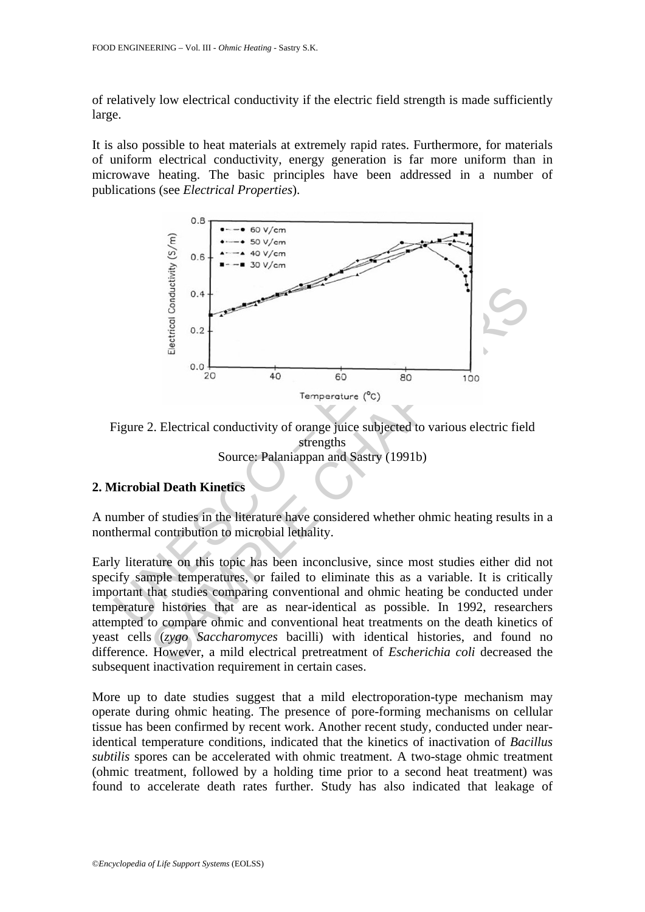of relatively low electrical conductivity if the electric field strength is made sufficiently large.

It is also possible to heat materials at extremely rapid rates. Furthermore, for materials of uniform electrical conductivity, energy generation is far more uniform than in microwave heating. The basic principles have been addressed in a number of publications (see *Electrical Properties*).

Figure 2. Electrical conductivity of orange juice subjected to various electric field strengths
Source: Palaniappan and Sastry (1991b)

## 2. Microbial Death Kinetics

A number of studies in the literature have considered whether ohmic heating results in a nonthermal contribution to microbial lethality.

Early literature on this topic has been inconclusive, since most studies either did not specify sample temperatures, or failed to eliminate this as a variable. It is critically important that studies comparing conventional and ohmic heating be conducted under temperature histories that are as near-identical as possible. In 1992, researchers attempted to compare ohmic and conventional heat treatments on the death kinetics of yeast cells (*zygo Saccharomyces* bacilli) with identical histories, and found no difference. However, a mild electrical pretreatment of *Escherichia coli* decreased the subsequent inactivation requirement in certain cases.

More up to date studies suggest that a mild electroporation-type mechanism may operate during ohmic heating. The presence of pore-forming mechanisms on cellular tissue has been confirmed by recent work. Another recent study, conducted under near-identical temperature conditions, indicated that the kinetics of inactivation of *Bacillus subtilis* spores can be accelerated with ohmic treatment. A two-stage ohmic treatment (ohmic treatment, followed by a holding time prior to a second heat treatment) was found to accelerate death rates further. Study has also indicated that leakage of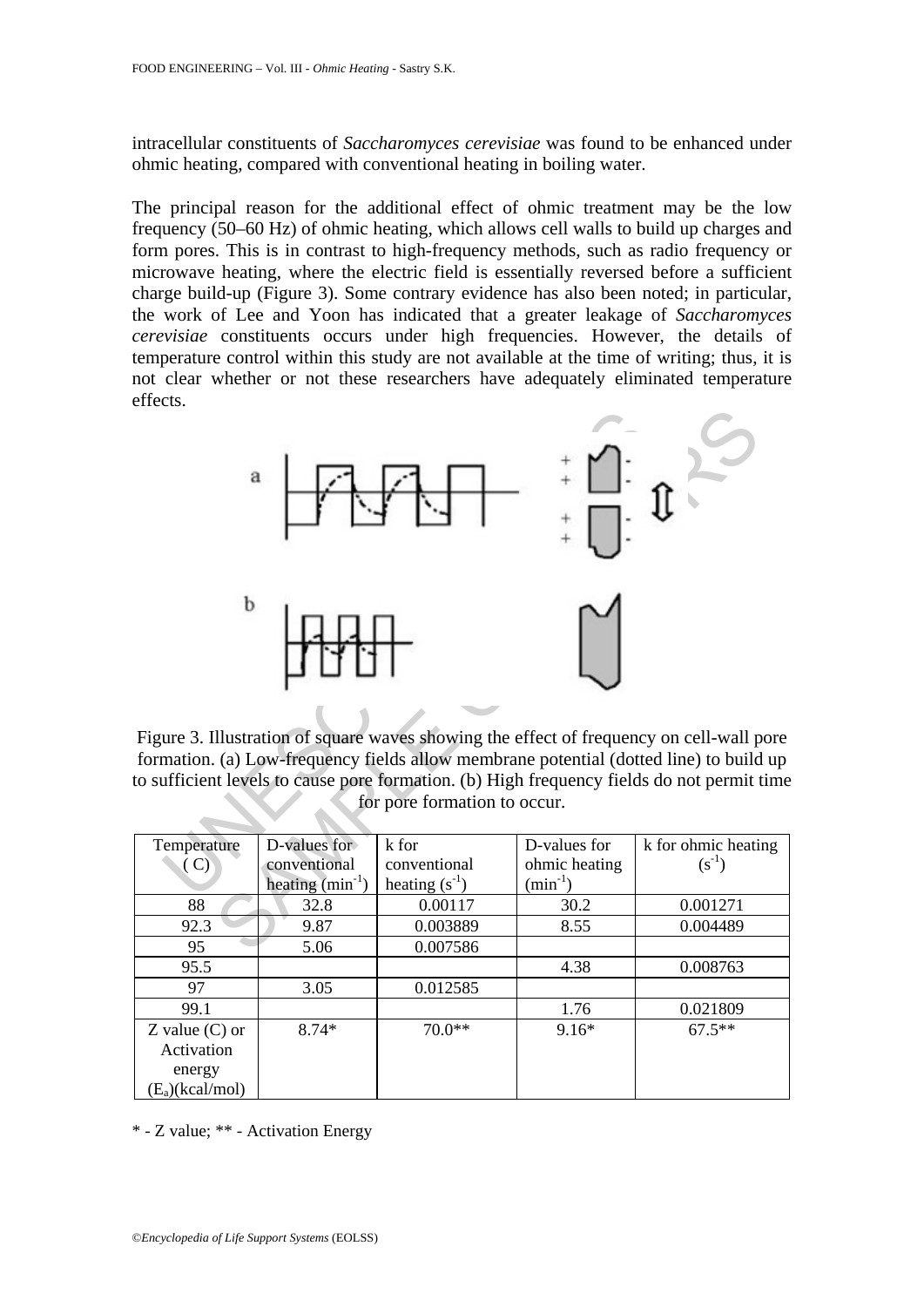intracellular constituents of *Saccharomyces cerevisiae* was found to be enhanced under ohmic heating, compared with conventional heating in boiling water.

The principal reason for the additional effect of ohmic treatment may be the low frequency (50–60 Hz) of ohmic heating, which allows cell walls to build up charges and form pores. This is in contrast to high-frequency methods, such as radio frequency or microwave heating, where the electric field is essentially reversed before a sufficient charge build-up (Figure 3). Some contrary evidence has also been noted; in particular, the work of Lee and Yoon has indicated that a greater leakage of *Saccharomyces cerevisiae* constituents occurs under high frequencies. However, the details of temperature control within this study are not available at the time of writing; thus, it is not clear whether or not these researchers have adequately eliminated temperature effects.

Figure 3. Illustration of square waves showing the effect of frequency on cell-wall pore formation. (a) Low-frequency fields allow membrane potential (dotted line) to build up to sufficient levels to cause pore formation. (b) High frequency fields do not permit time for pore formation to occur.

| Temperature ( C) | D-values for conventional heating ($min^{-1}$) | k for conventional heating ($s^{-1}$) | D-values for ohmic heating ($min^{-1}$) | k for ohmic heating ($s^{-1}$) |
|---|---|---|---|---|
| 88 | 32.8 | 0.00117 | 30.2 | 0.001271 |
| 92.3 | 9.87 | 0.003889 | 8.55 | 0.004489 |
| 95 | 5.06 | 0.007586 | | |
| 95.5 | | | 4.38 | 0.008763 |
| 97 | 3.05 | 0.012585 | | |
| 99.1 | | | 1.76 | 0.021809 |
| Z value (C) or Activation energy ($E_a$)(kcal/mol) | 8.74* | 70.0** | 9.16* | 67.5** |

* - Z value; ** - Activation Energy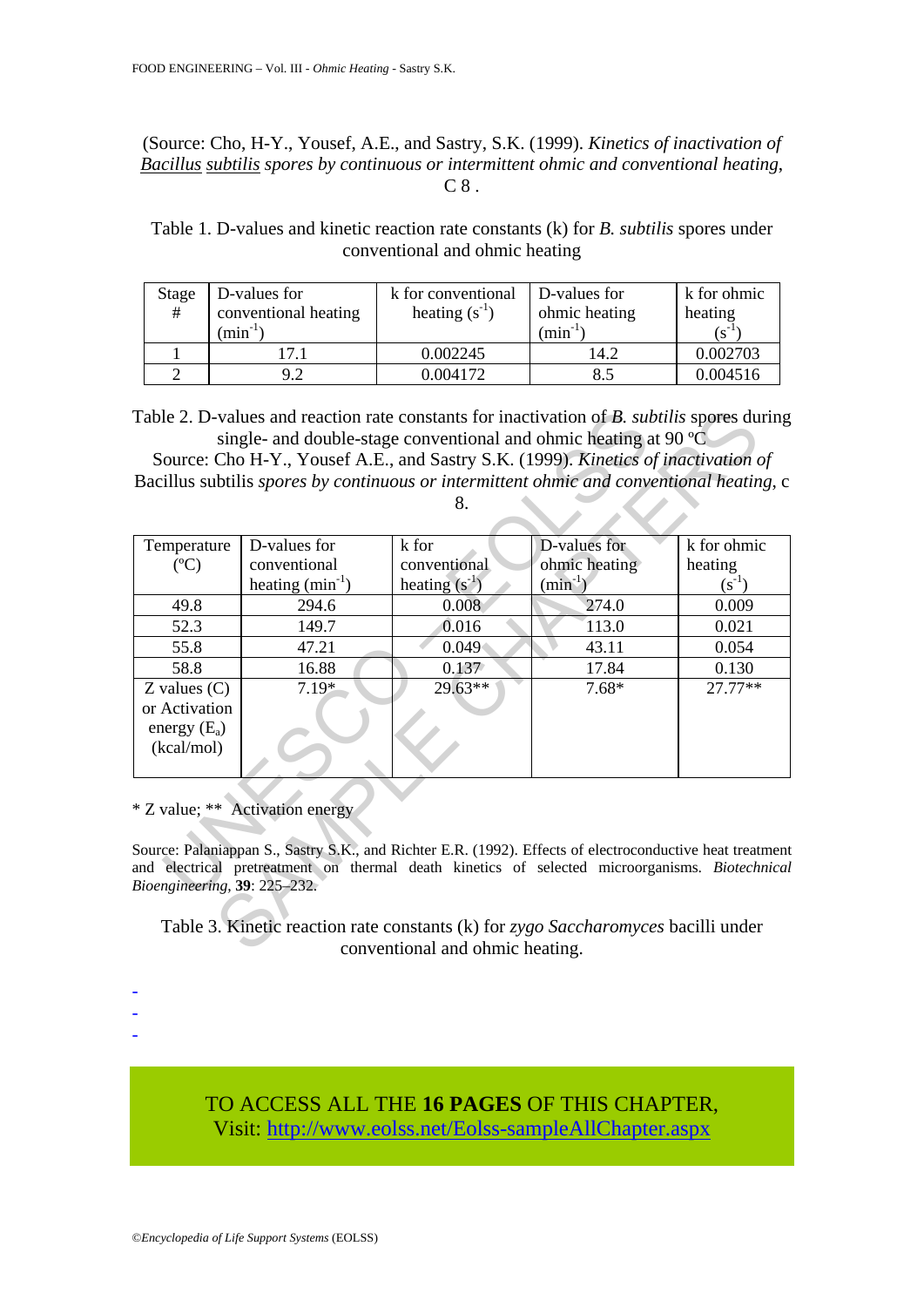(Source: Cho, H-Y., Yousef, A.E., and Sastry, S.K. (1999). *Kinetics of inactivation of Bacillus subtilis spores by continuous or intermittent ohmic and conventional heating*, C 8 .

Table 1. D-values and kinetic reaction rate constants (k) for *B. subtilis* spores under conventional and ohmic heating

| Stage # | D-values for conventional heating ($min^{-1}$) | k for conventional heating ($s^{-1}$) | D-values for ohmic heating ($min^{-1}$) | k for ohmic heating ($s^{-1}$) |
|---|---|---|---|---|
| 1 | 17.1 | 0.002245 | 14.2 | 0.002703 |
| 2 | 9.2 | 0.004172 | 8.5 | 0.004516 |

Table 2. D-values and reaction rate constants for inactivation of *B. subtilis* spores during single- and double-stage conventional and ohmic heating at 90 ºC

Source: Cho H-Y., Yousef A.E., and Sastry S.K. (1999). *Kinetics of inactivation of* Bacillus subtilis *spores by continuous or intermittent ohmic and conventional heating*, c 8.

| Temperature (ºC) | D-values for conventional heating ($min^{-1}$) | k for conventional heating ($s^{-1}$) | D-values for ohmic heating ($min^{-1}$) | k for ohmic heating ($s^{-1}$) |
|---|---|---|---|---|
| 49.8 | 294.6 | 0.008 | 274.0 | 0.009 |
| 52.3 | 149.7 | 0.016 | 113.0 | 0.021 |
| 55.8 | 47.21 | 0.049 | 43.11 | 0.054 |
| 58.8 | 16.88 | 0.137 | 17.84 | 0.130 |
| Z values (C) or Activation energy ($E_a$) (kcal/mol) | 7.19* | 29.63** | 7.68* | 27.77** |

* Z value; ** Activation energy

Source: Palaniappan S., Sastry S.K., and Richter E.R. (1992). Effects of electroconductive heat treatment and electrical pretreatment on thermal death kinetics of selected microorganisms. *Biotechnical Bioengineering*, **39**: 225–232.

Table 3. Kinetic reaction rate constants (k) for *zygo Saccharomyces* bacilli under conventional and ohmic heating.

-
-
-

TO ACCESS ALL THE **16 PAGES** OF THIS CHAPTER,
Visit: http://www.eolss.net/Eolss-sampleAllChapter.aspx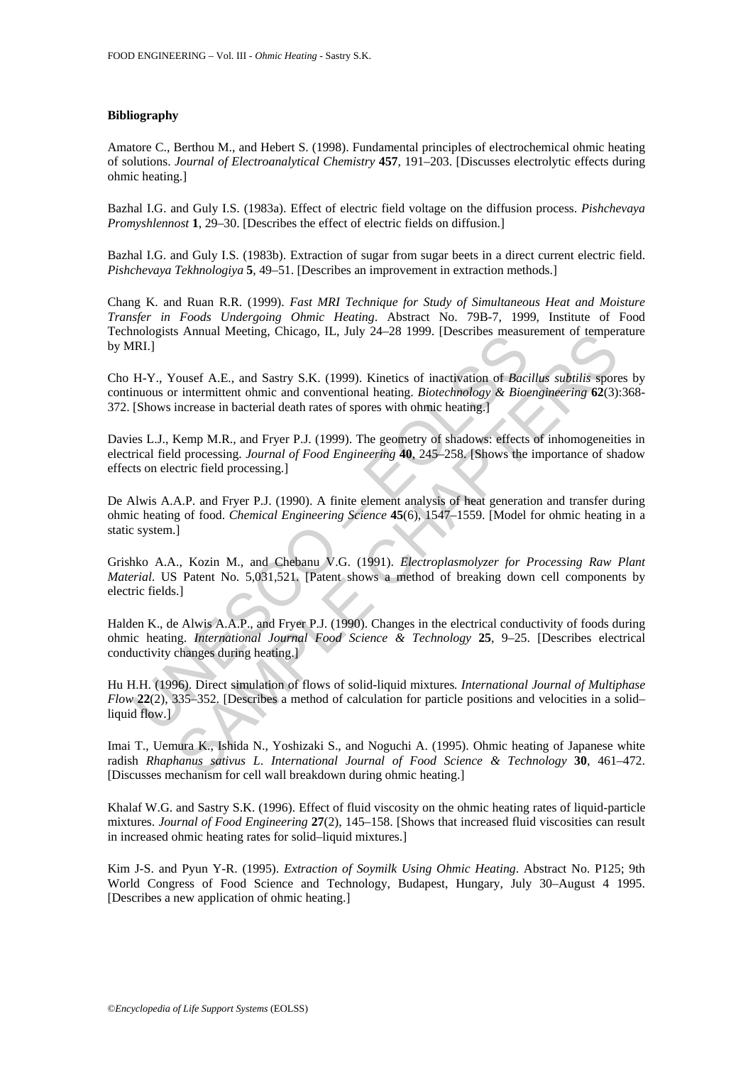### Bibliography

Amatore C., Berthou M., and Hebert S. (1998). Fundamental principles of electrochemical ohmic heating of solutions. *Journal of Electroanalytical Chemistry* **457**, 191–203. [Discusses electrolytic effects during ohmic heating.]

Bazhal I.G. and Guly I.S. (1983a). Effect of electric field voltage on the diffusion process. *Pishchevaya Promyshlennost* **1**, 29–30. [Describes the effect of electric fields on diffusion.]

Bazhal I.G. and Guly I.S. (1983b). Extraction of sugar from sugar beets in a direct current electric field. *Pishchevaya Tekhnologiya* **5**, 49–51. [Describes an improvement in extraction methods.]

Chang K. and Ruan R.R. (1999). *Fast MRI Technique for Study of Simultaneous Heat and Moisture Transfer in Foods Undergoing Ohmic Heating*. Abstract No. 79B-7, 1999, Institute of Food Technologists Annual Meeting, Chicago, IL, July 24–28 1999. [Describes measurement of temperature by MRI.]

Cho H-Y., Yousef A.E., and Sastry S.K. (1999). Kinetics of inactivation of *Bacillus subtilis* spores by continuous or intermittent ohmic and conventional heating. *Biotechnology & Bioengineering* **62**(3):368-372. [Shows increase in bacterial death rates of spores with ohmic heating.]

Davies L.J., Kemp M.R., and Fryer P.J. (1999). The geometry of shadows: effects of inhomogeneities in electrical field processing. *Journal of Food Engineering* **40**, 245–258. [Shows the importance of shadow effects on electric field processing.]

De Alwis A.A.P. and Fryer P.J. (1990). A finite element analysis of heat generation and transfer during ohmic heating of food. *Chemical Engineering Science* **45**(6), 1547–1559. [Model for ohmic heating in a static system.]

Grishko A.A., Kozin M., and Chebanu V.G. (1991). *Electroplasmolyzer for Processing Raw Plant Material*. US Patent No. 5,031,521. [Patent shows a method of breaking down cell components by electric fields.]

Halden K., de Alwis A.A.P., and Fryer P.J. (1990). Changes in the electrical conductivity of foods during ohmic heating. *International Journal Food Science & Technology* **25**, 9–25. [Describes electrical conductivity changes during heating.]

Hu H.H. (1996). Direct simulation of flows of solid-liquid mixtures*. International Journal of Multiphase Flow* **22**(2), 335–352. [Describes a method of calculation for particle positions and velocities in a solid–liquid flow.]

Imai T., Uemura K., Ishida N., Yoshizaki S., and Noguchi A. (1995). Ohmic heating of Japanese white radish *Rhaphanus sativus L. International Journal of Food Science & Technology* **30**, 461–472. [Discusses mechanism for cell wall breakdown during ohmic heating.]

Khalaf W.G. and Sastry S.K. (1996). Effect of fluid viscosity on the ohmic heating rates of liquid-particle mixtures. *Journal of Food Engineering* **27**(2), 145–158. [Shows that increased fluid viscosities can result in increased ohmic heating rates for solid–liquid mixtures.]

Kim J-S. and Pyun Y-R. (1995). *Extraction of Soymilk Using Ohmic Heating*. Abstract No. P125; 9th World Congress of Food Science and Technology, Budapest, Hungary, July 30–August 4 1995. [Describes a new application of ohmic heating.]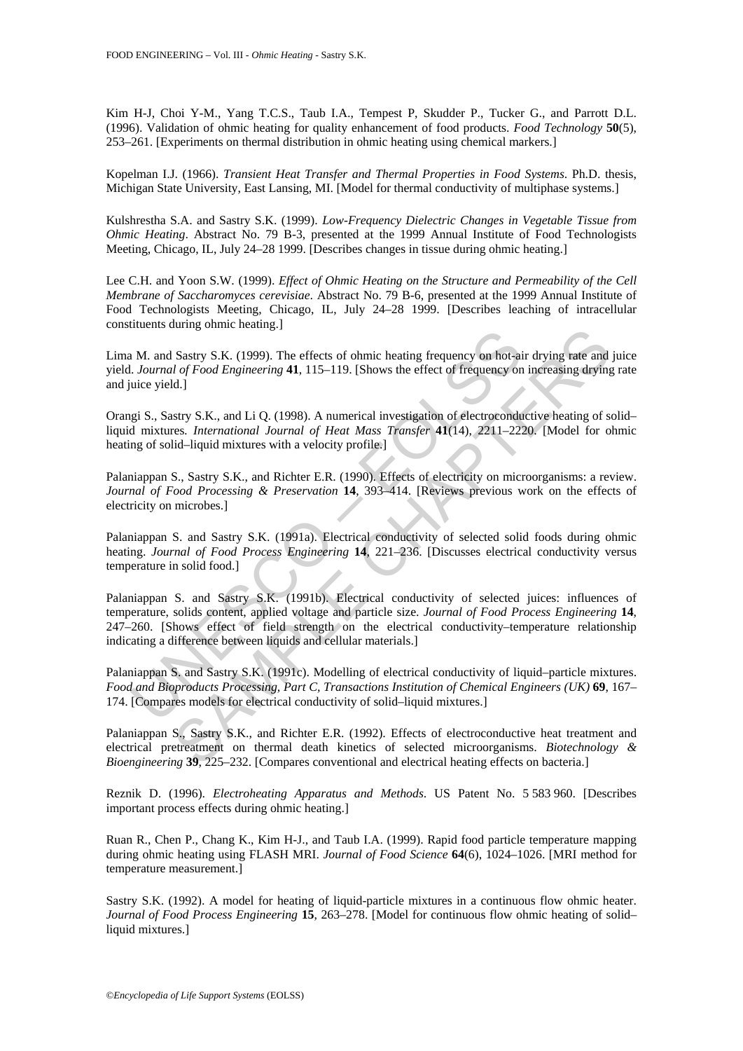Kim H-J, Choi Y-M., Yang T.C.S., Taub I.A., Tempest P, Skudder P., Tucker G., and Parrott D.L. (1996). Validation of ohmic heating for quality enhancement of food products. *Food Technology* **50**(5), 253–261. [Experiments on thermal distribution in ohmic heating using chemical markers.]

Kopelman I.J. (1966). *Transient Heat Transfer and Thermal Properties in Food Systems*. Ph.D. thesis, Michigan State University, East Lansing, MI. [Model for thermal conductivity of multiphase systems.]

Kulshrestha S.A. and Sastry S.K. (1999). *Low-Frequency Dielectric Changes in Vegetable Tissue from Ohmic Heating*. Abstract No. 79 B-3, presented at the 1999 Annual Institute of Food Technologists Meeting, Chicago, IL, July 24–28 1999. [Describes changes in tissue during ohmic heating.]

Lee C.H. and Yoon S.W. (1999). *Effect of Ohmic Heating on the Structure and Permeability of the Cell Membrane of Saccharomyces cerevisiae*. Abstract No. 79 B-6, presented at the 1999 Annual Institute of Food Technologists Meeting, Chicago, IL, July 24–28 1999. [Describes leaching of intracellular constituents during ohmic heating.]

Lima M. and Sastry S.K. (1999). The effects of ohmic heating frequency on hot-air drying rate and juice yield. *Journal of Food Engineering* **41**, 115–119. [Shows the effect of frequency on increasing drying rate and juice yield.]

Orangi S., Sastry S.K., and Li Q. (1998). A numerical investigation of electroconductive heating of solid–liquid mixtures. *International Journal of Heat Mass Transfer* **41**(14), 2211–2220. [Model for ohmic heating of solid–liquid mixtures with a velocity profile.]

Palaniappan S., Sastry S.K., and Richter E.R. (1990). Effects of electricity on microorganisms: a review. *Journal of Food Processing & Preservation* **14**, 393–414. [Reviews previous work on the effects of electricity on microbes.]

Palaniappan S. and Sastry S.K. (1991a). Electrical conductivity of selected solid foods during ohmic heating. *Journal of Food Process Engineering* **14**, 221–236. [Discusses electrical conductivity versus temperature in solid food.]

Palaniappan S. and Sastry S.K. (1991b). Electrical conductivity of selected juices: influences of temperature, solids content, applied voltage and particle size. *Journal of Food Process Engineering* **14**, 247–260. [Shows effect of field strength on the electrical conductivity–temperature relationship indicating a difference between liquids and cellular materials.]

Palaniappan S. and Sastry S.K. (1991c). Modelling of electrical conductivity of liquid–particle mixtures. *Food and Bioproducts Processing, Part C, Transactions Institution of Chemical Engineers (UK)* **69**, 167–174. [Compares models for electrical conductivity of solid–liquid mixtures.]

Palaniappan S., Sastry S.K., and Richter E.R. (1992). Effects of electroconductive heat treatment and electrical pretreatment on thermal death kinetics of selected microorganisms. *Biotechnology & Bioengineering* **39**, 225–232. [Compares conventional and electrical heating effects on bacteria.]

Reznik D. (1996). *Electroheating Apparatus and Methods*. US Patent No. 5 583 960. [Describes important process effects during ohmic heating.]

Ruan R., Chen P., Chang K., Kim H-J., and Taub I.A. (1999). Rapid food particle temperature mapping during ohmic heating using FLASH MRI. *Journal of Food Science* **64**(6), 1024–1026. [MRI method for temperature measurement.]

Sastry S.K. (1992). A model for heating of liquid-particle mixtures in a continuous flow ohmic heater. *Journal of Food Process Engineering* **15**, 263–278. [Model for continuous flow ohmic heating of solid–liquid mixtures.]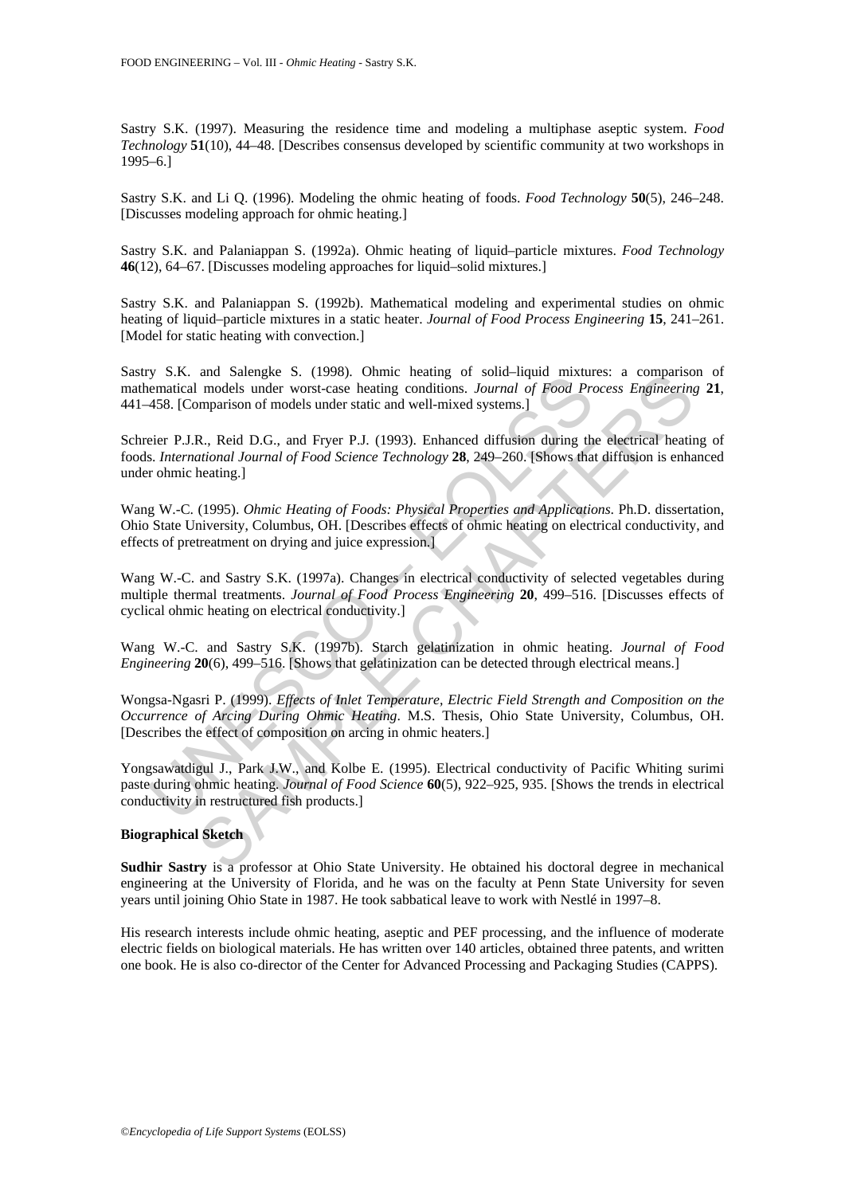Sastry S.K. (1997). Measuring the residence time and modeling a multiphase aseptic system. *Food Technology* **51**(10), 44–48. [Describes consensus developed by scientific community at two workshops in 1995–6.]

Sastry S.K. and Li Q. (1996). Modeling the ohmic heating of foods. *Food Technology* **50**(5), 246–248. [Discusses modeling approach for ohmic heating.]

Sastry S.K. and Palaniappan S. (1992a). Ohmic heating of liquid–particle mixtures. *Food Technology* **46**(12), 64–67. [Discusses modeling approaches for liquid–solid mixtures.]

Sastry S.K. and Palaniappan S. (1992b). Mathematical modeling and experimental studies on ohmic heating of liquid–particle mixtures in a static heater. *Journal of Food Process Engineering* **15**, 241–261. [Model for static heating with convection.]

Sastry S.K. and Salengke S. (1998). Ohmic heating of solid–liquid mixtures: a comparison of mathematical models under worst-case heating conditions. *Journal of Food Process Engineering* **21**, 441–458. [Comparison of models under static and well-mixed systems.]

Schreier P.J.R., Reid D.G., and Fryer P.J. (1993). Enhanced diffusion during the electrical heating of foods. *International Journal of Food Science Technology* **28**, 249–260. [Shows that diffusion is enhanced under ohmic heating.]

Wang W.-C. (1995). *Ohmic Heating of Foods: Physical Properties and Applications*. Ph.D. dissertation, Ohio State University, Columbus, OH. [Describes effects of ohmic heating on electrical conductivity, and effects of pretreatment on drying and juice expression.]

Wang W.-C. and Sastry S.K. (1997a). Changes in electrical conductivity of selected vegetables during multiple thermal treatments. *Journal of Food Process Engineering* **20**, 499–516. [Discusses effects of cyclical ohmic heating on electrical conductivity.]

Wang W.-C. and Sastry S.K. (1997b). Starch gelatinization in ohmic heating. *Journal of Food Engineering* **20**(6), 499–516. [Shows that gelatinization can be detected through electrical means.]

Wongsa-Ngasri P. (1999). *Effects of Inlet Temperature, Electric Field Strength and Composition on the Occurrence of Arcing During Ohmic Heating*. M.S. Thesis, Ohio State University, Columbus, OH. [Describes the effect of composition on arcing in ohmic heaters.]

Yongsawatdigul J., Park J.W., and Kolbe E. (1995). Electrical conductivity of Pacific Whiting surimi paste during ohmic heating. *Journal of Food Science* **60**(5), 922–925, 935. [Shows the trends in electrical conductivity in restructured fish products.]

**Biographical Sketch**

**Sudhir Sastry** is a professor at Ohio State University. He obtained his doctoral degree in mechanical engineering at the University of Florida, and he was on the faculty at Penn State University for seven years until joining Ohio State in 1987. He took sabbatical leave to work with Nestlé in 1997–8.

His research interests include ohmic heating, aseptic and PEF processing, and the influence of moderate electric fields on biological materials. He has written over 140 articles, obtained three patents, and written one book. He is also co-director of the Center for Advanced Processing and Packaging Studies (CAPPS).